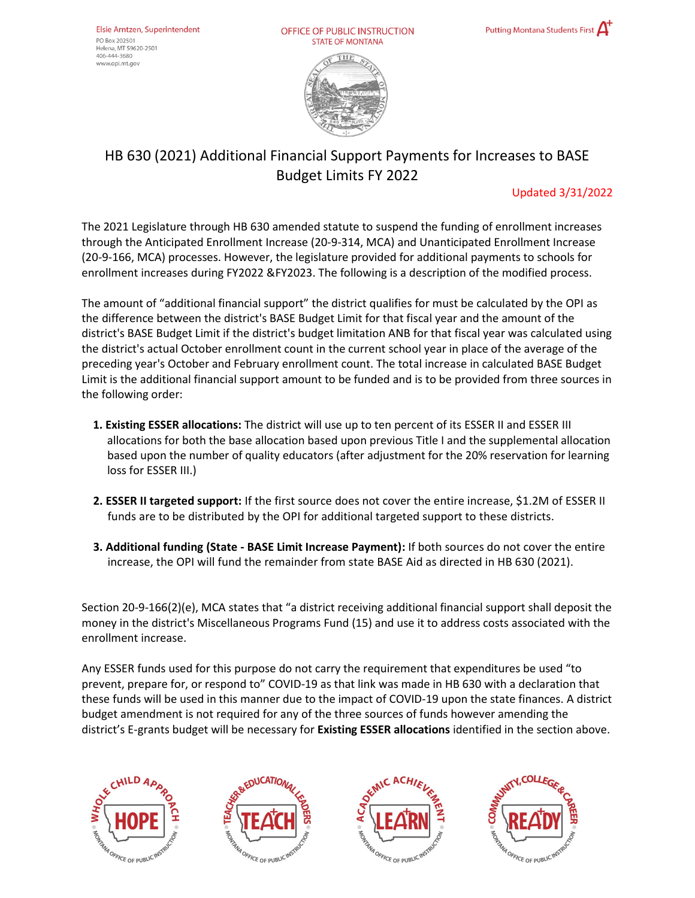Elsie Arntzen, Superintendent
PO Box 202501
Helena, MT 59620-2501
406-444-3680
www.opi.mt.gov

OFFICE OF PUBLIC INSTRUCTION
STATE OF MONTANA

Putting Montana Students First

# HB 630 (2021) Additional Financial Support Payments for Increases to BASE Budget Limits FY 2022

Updated 3/31/2022

The 2021 Legislature through HB 630 amended statute to suspend the funding of enrollment increases through the Anticipated Enrollment Increase (20-9-314, MCA) and Unanticipated Enrollment Increase (20-9-166, MCA) processes. However, the legislature provided for additional payments to schools for enrollment increases during FY2022 &FY2023. The following is a description of the modified process.

The amount of "additional financial support" the district qualifies for must be calculated by the OPI as the difference between the district's BASE Budget Limit for that fiscal year and the amount of the district's BASE Budget Limit if the district's budget limitation ANB for that fiscal year was calculated using the district's actual October enrollment count in the current school year in place of the average of the preceding year's October and February enrollment count. The total increase in calculated BASE Budget Limit is the additional financial support amount to be funded and is to be provided from three sources in the following order:

1. **Existing ESSER allocations:** The district will use up to ten percent of its ESSER II and ESSER III allocations for both the base allocation based upon previous Title I and the supplemental allocation based upon the number of quality educators (after adjustment for the 20% reservation for learning loss for ESSER III.)

2. **ESSER II targeted support:** If the first source does not cover the entire increase, $1.2M of ESSER II funds are to be distributed by the OPI for additional targeted support to these districts.

3. **Additional funding (State - BASE Limit Increase Payment):** If both sources do not cover the entire increase, the OPI will fund the remainder from state BASE Aid as directed in HB 630 (2021).

Section 20-9-166(2)(e), MCA states that "a district receiving additional financial support shall deposit the money in the district's Miscellaneous Programs Fund (15) and use it to address costs associated with the enrollment increase.

Any ESSER funds used for this purpose do not carry the requirement that expenditures be used "to prevent, prepare for, or respond to" COVID-19 as that link was made in HB 630 with a declaration that these funds will be used in this manner due to the impact of COVID-19 upon the state finances. A district budget amendment is not required for any of the three sources of funds however amending the district's E-grants budget will be necessary for **Existing ESSER allocations** identified in the section above.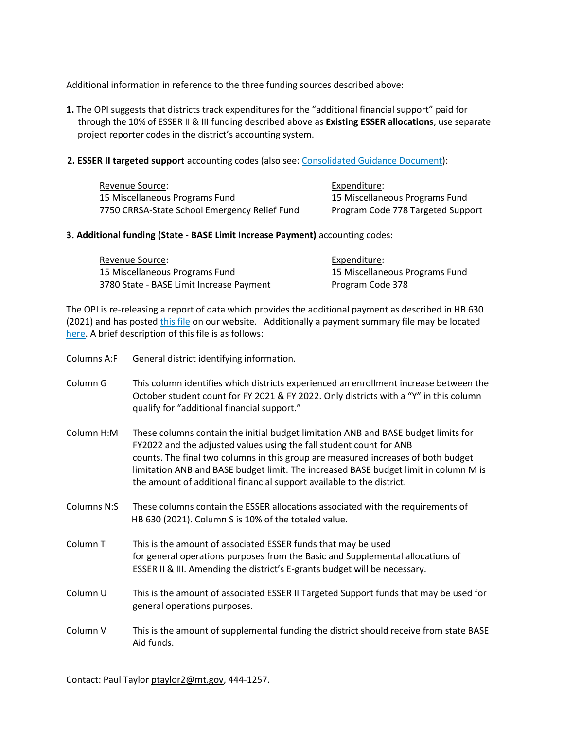Additional information in reference to the three funding sources described above:

1. The OPI suggests that districts track expenditures for the "additional financial support" paid for through the 10% of ESSER II & III funding described above as **Existing ESSER allocations**, use separate project reporter codes in the district's accounting system.

2. **ESSER II targeted support** accounting codes (also see: [Consolidated Guidance Document]()):

| Revenue Source: | Expenditure: |
|---|---|
| 15 Miscellaneous Programs Fund | 15 Miscellaneous Programs Fund |
| 7750 CRRSA-State School Emergency Relief Fund | Program Code 778 Targeted Support |

3. **Additional funding (State - BASE Limit Increase Payment)** accounting codes:

| Revenue Source: | Expenditure: |
|---|---|
| 15 Miscellaneous Programs Fund | 15 Miscellaneous Programs Fund |
| 3780 State - BASE Limit Increase Payment | Program Code 378 |

The OPI is re-releasing a report of data which provides the additional payment as described in HB 630 (2021) and has posted [this file]() on our website. Additionally a payment summary file may be located [here](). A brief description of this file is as follows:

Columns A:F General district identifying information.

Column G This column identifies which districts experienced an enrollment increase between the October student count for FY 2021 & FY 2022. Only districts with a "Y" in this column qualify for "additional financial support."

Column H:M These columns contain the initial budget limitation ANB and BASE budget limits for FY2022 and the adjusted values using the fall student count for ANB counts. The final two columns in this group are measured increases of both budget limitation ANB and BASE budget limit. The increased BASE budget limit in column M is the amount of additional financial support available to the district.

Columns N:S These columns contain the ESSER allocations associated with the requirements of HB 630 (2021). Column S is 10% of the totaled value.

Column T This is the amount of associated ESSER funds that may be used for general operations purposes from the Basic and Supplemental allocations of ESSER II & III. Amending the district's E-grants budget will be necessary.

Column U This is the amount of associated ESSER II Targeted Support funds that may be used for general operations purposes.

Column V This is the amount of supplemental funding the district should receive from state BASE Aid funds.

Contact: Paul Taylor ptaylor2@mt.gov, 444-1257.